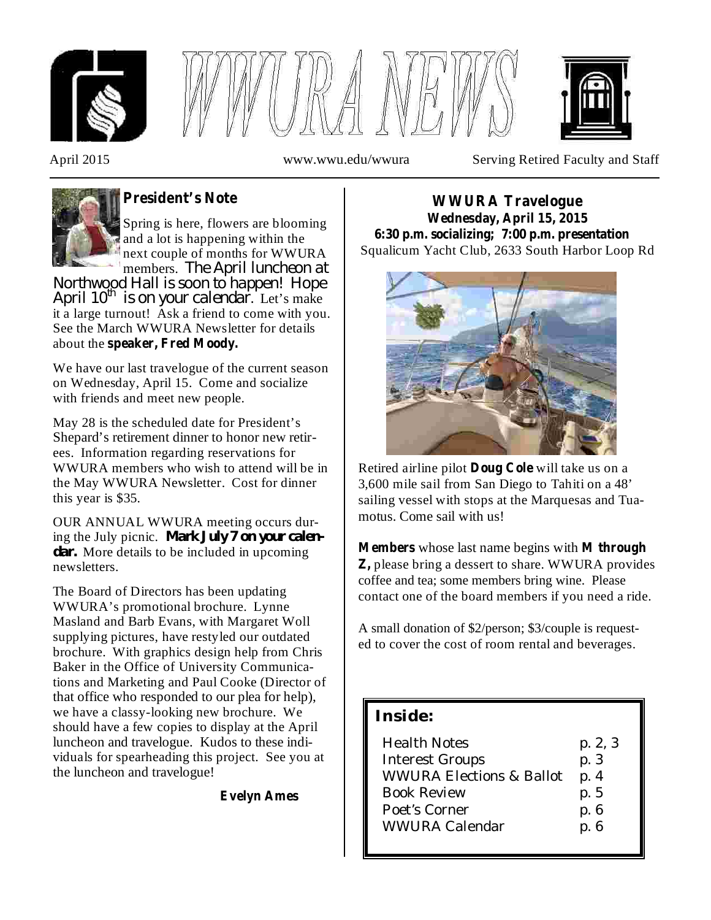# WWURA NEWS

April 2015 www.wwu.edu/wwura Serving Retired Faculty and Staff

## President's Note

Spring is here, flowers are blooming and a lot is happening within the next couple of months for WWURA members. The April luncheon at Northwood Hall is soon to happen! Hope April 10th is on your calendar. Let's make it a large turnout! Ask a friend to come with you. See the March WWURA Newsletter for details about the **speaker, Fred Moody.**

We have our last travelogue of the current season on Wednesday, April 15. Come and socialize with friends and meet new people.

May 28 is the scheduled date for President's Shepard's retirement dinner to honor new retirees. Information regarding reservations for WWURA members who wish to attend will be in the May WWURA Newsletter. Cost for dinner this year is $35.

OUR ANNUAL WWURA meeting occurs during the July picnic. **Mark July 7 on your calendar.** More details to be included in upcoming newsletters.

The Board of Directors has been updating WWURA's promotional brochure. Lynne Masland and Barb Evans, with Margaret Woll supplying pictures, have restyled our outdated brochure. With graphics design help from Chris Baker in the Office of University Communications and Marketing and Paul Cooke (Director of that office who responded to our plea for help), we have a classy-looking new brochure. We should have a few copies to display at the April luncheon and travelogue. Kudos to these individuals for spearheading this project. See you at the luncheon and travelogue!

**Evelyn Ames**

## WWURA Travelogue

**Wednesday, April 15, 2015**
**6:30 p.m. socializing; 7:00 p.m. presentation**
Squalicum Yacht Club, 2633 South Harbor Loop Rd

Retired airline pilot **Doug Cole** will take us on a 3,600 mile sail from San Diego to Tahiti on a 48' sailing vessel with stops at the Marquesas and Tuamotus. Come sail with us!

**Members** whose last name begins with **M through Z,** please bring a dessert to share. WWURA provides coffee and tea; some members bring wine. Please contact one of the board members if you need a ride.

A small donation of $2/person; $3/couple is requested to cover the cost of room rental and beverages.

### Inside:

| | |
|---|---|
| Health Notes | p. 2, 3 |
| Interest Groups | p. 3 |
| WWURA Elections & Ballot | p. 4 |
| Book Review | p. 5 |
| Poet's Corner | p. 6 |
| WWURA Calendar | p. 6 |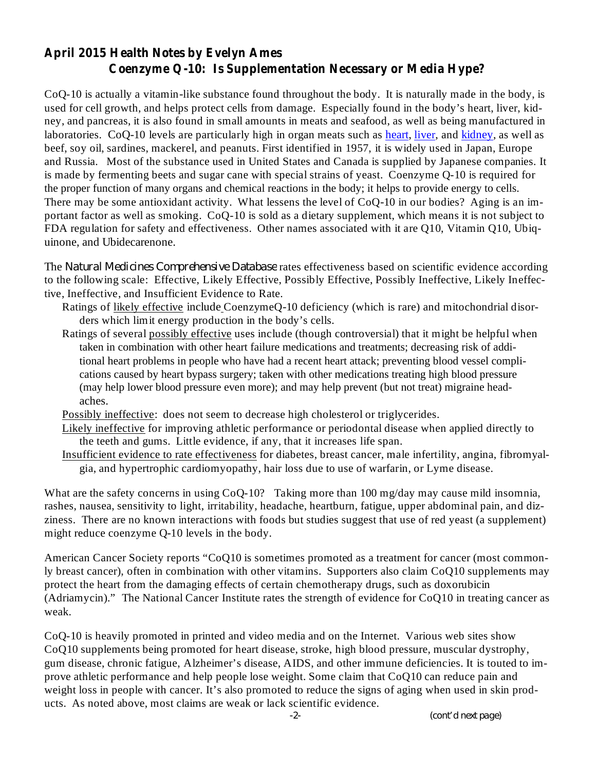## April 2015 Health Notes by Evelyn Ames

### Coenzyme Q-10: Is Supplementation Necessary or Media Hype?

CoQ-10 is actually a vitamin-like substance found throughout the body. It is naturally made in the body, is used for cell growth, and helps protect cells from damage. Especially found in the body's heart, liver, kidney, and pancreas, it is also found in small amounts in meats and seafood, as well as being manufactured in laboratories. CoQ-10 levels are particularly high in organ meats such as heart, liver, and kidney, as well as beef, soy oil, sardines, mackerel, and peanuts. First identified in 1957, it is widely used in Japan, Europe and Russia. Most of the substance used in United States and Canada is supplied by Japanese companies. It is made by fermenting beets and sugar cane with special strains of yeast. Coenzyme Q-10 is required for the proper function of many organs and chemical reactions in the body; it helps to provide energy to cells. There may be some antioxidant activity. What lessens the level of CoQ-10 in our bodies? Aging is an important factor as well as smoking. CoQ-10 is sold as a dietary supplement, which means it is not subject to FDA regulation for safety and effectiveness. Other names associated with it are Q10, Vitamin Q10, Ubiquinone, and Ubidecarenone.

The Natural Medicines Comprehensive Database rates effectiveness based on scientific evidence according to the following scale: Effective, Likely Effective, Possibly Effective, Possibly Ineffective, Likely Ineffective, Ineffective, and Insufficient Evidence to Rate.

- Ratings of likely effective include CoenzymeQ-10 deficiency (which is rare) and mitochondrial disorders which limit energy production in the body's cells.
- Ratings of several possibly effective uses include (though controversial) that it might be helpful when taken in combination with other heart failure medications and treatments; decreasing risk of additional heart problems in people who have had a recent heart attack; preventing blood vessel complications caused by heart bypass surgery; taken with other medications treating high blood pressure (may help lower blood pressure even more); and may help prevent (but not treat) migraine headaches.
- Possibly ineffective: does not seem to decrease high cholesterol or triglycerides.
- Likely ineffective for improving athletic performance or periodontal disease when applied directly to the teeth and gums. Little evidence, if any, that it increases life span.
- Insufficient evidence to rate effectiveness for diabetes, breast cancer, male infertility, angina, fibromyalgia, and hypertrophic cardiomyopathy, hair loss due to use of warfarin, or Lyme disease.

What are the safety concerns in using CoQ-10? Taking more than 100 mg/day may cause mild insomnia, rashes, nausea, sensitivity to light, irritability, headache, heartburn, fatigue, upper abdominal pain, and dizziness. There are no known interactions with foods but studies suggest that use of red yeast (a supplement) might reduce coenzyme Q-10 levels in the body.

American Cancer Society reports "CoQ10 is sometimes promoted as a treatment for cancer (most commonly breast cancer), often in combination with other vitamins. Supporters also claim CoQ10 supplements may protect the heart from the damaging effects of certain chemotherapy drugs, such as doxorubicin (Adriamycin)." The National Cancer Institute rates the strength of evidence for CoQ10 in treating cancer as weak.

CoQ-10 is heavily promoted in printed and video media and on the Internet. Various web sites show CoQ10 supplements being promoted for heart disease, stroke, high blood pressure, muscular dystrophy, gum disease, chronic fatigue, Alzheimer's disease, AIDS, and other immune deficiencies. It is touted to improve athletic performance and help people lose weight. Some claim that CoQ10 can reduce pain and weight loss in people with cancer. It's also promoted to reduce the signs of aging when used in skin products. As noted above, most claims are weak or lack scientific evidence.

(cont'd next page)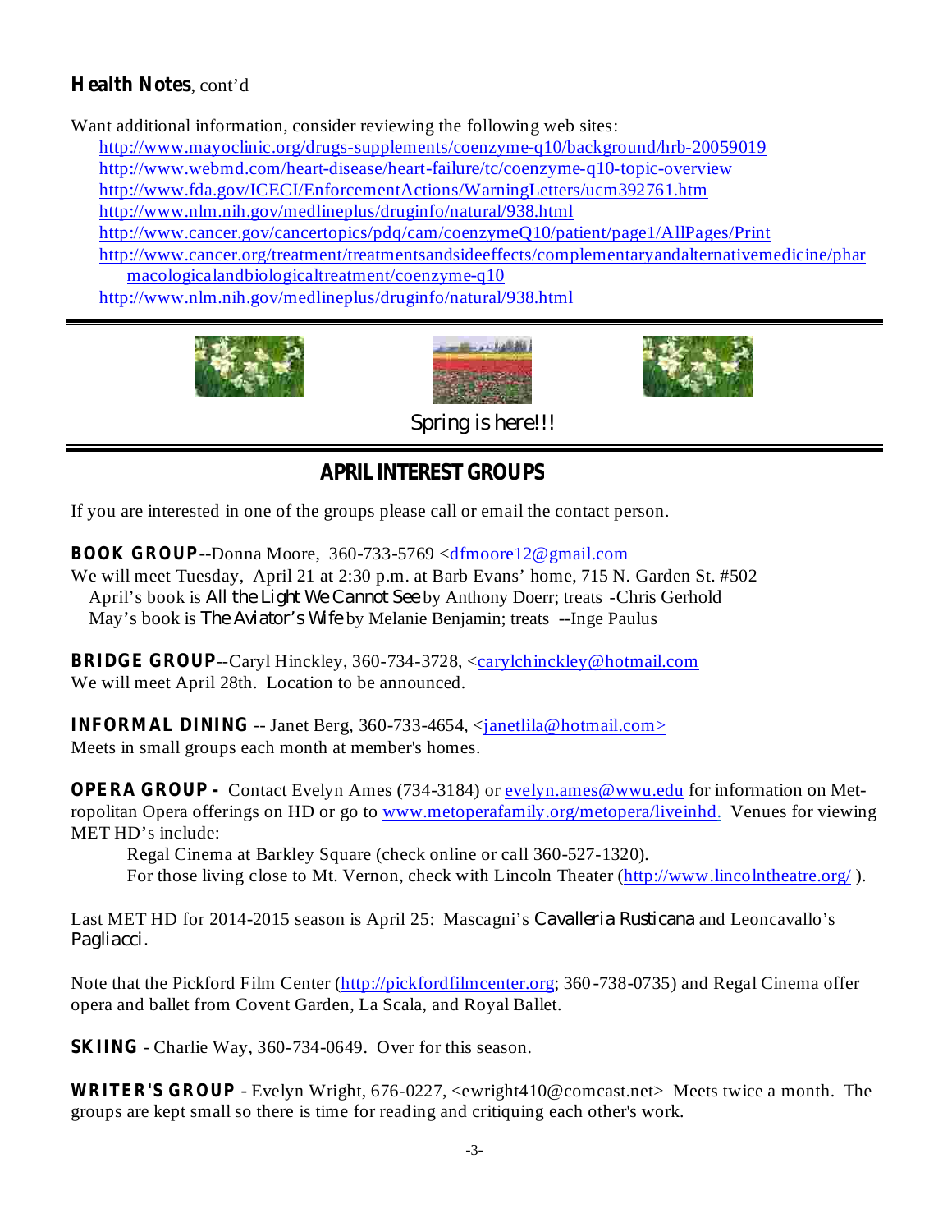**Health Notes**, cont'd

Want additional information, consider reviewing the following web sites:

- http://www.mayoclinic.org/drugs-supplements/coenzyme-q10/background/hrb-20059019
- http://www.webmd.com/heart-disease/heart-failure/tc/coenzyme-q10-topic-overview
- http://www.fda.gov/ICECI/EnforcementActions/WarningLetters/ucm392761.htm
- http://www.nlm.nih.gov/medlineplus/druginfo/natural/938.html
- http://www.cancer.gov/cancertopics/pdq/cam/coenzymeQ10/patient/page1/AllPages/Print
- http://www.cancer.org/treatment/treatmentsandsideeffects/complementaryandalternativemedicine/pharmacologicalandbiologicaltreatment/coenzyme-q10
- http://www.nlm.nih.gov/medlineplus/druginfo/natural/938.html

---

Spring is here!!!

---

## APRIL INTEREST GROUPS

If you are interested in one of the groups please call or email the contact person.

**BOOK GROUP**--Donna Moore, 360-733-5769 <dfmoore12@gmail.com
We will meet Tuesday, April 21 at 2:30 p.m. at Barb Evans' home, 715 N. Garden St. #502
April's book is *All the Light We Cannot See* by Anthony Doerr; treats -Chris Gerhold
May's book is *The Aviator's Wife* by Melanie Benjamin; treats --Inge Paulus

**BRIDGE GROUP**--Caryl Hinckley, 360-734-3728, <carylchinckley@hotmail.com
We will meet April 28th. Location to be announced.

**INFORMAL DINING** -- Janet Berg, 360-733-4654, <janetlila@hotmail.com>
Meets in small groups each month at member's homes.

**OPERA GROUP -** Contact Evelyn Ames (734-3184) or evelyn.ames@wwu.edu for information on Metropolitan Opera offerings on HD or go to www.metoperafamily.org/metopera/liveinhd. Venues for viewing MET HD's include:

Regal Cinema at Barkley Square (check online or call 360-527-1320).
For those living close to Mt. Vernon, check with Lincoln Theater (http://www.lincolntheatre.org/ ).

Last MET HD for 2014-2015 season is April 25: Mascagni's *Cavalleria Rusticana* and Leoncavallo's *Pagliacci*.

Note that the Pickford Film Center (http://pickfordfilmcenter.org; 360-738-0735) and Regal Cinema offer opera and ballet from Covent Garden, La Scala, and Royal Ballet.

**SKIING** - Charlie Way, 360-734-0649. Over for this season.

**WRITER'S GROUP** - Evelyn Wright, 676-0227, <ewright410@comcast.net> Meets twice a month. The groups are kept small so there is time for reading and critiquing each other's work.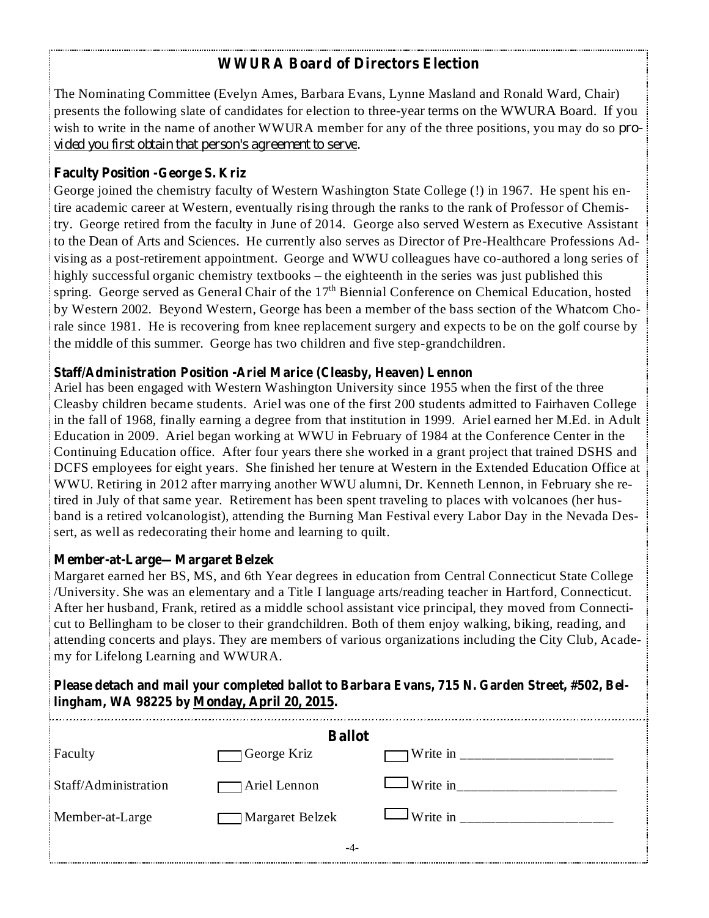## WWURA Board of Directors Election

The Nominating Committee (Evelyn Ames, Barbara Evans, Lynne Masland and Ronald Ward, Chair) presents the following slate of candidates for election to three-year terms on the WWURA Board. If you wish to write in the name of another WWURA member for any of the three positions, you may do so *provided you first obtain that person's agreement to serve*.

**Faculty Position -George S. Kriz**

George joined the chemistry faculty of Western Washington State College (!) in 1967. He spent his entire academic career at Western, eventually rising through the ranks to the rank of Professor of Chemistry. George retired from the faculty in June of 2014. George also served Western as Executive Assistant to the Dean of Arts and Sciences. He currently also serves as Director of Pre-Healthcare Professions Advising as a post-retirement appointment. George and WWU colleagues have co-authored a long series of highly successful organic chemistry textbooks – the eighteenth in the series was just published this spring. George served as General Chair of the 17th Biennial Conference on Chemical Education, hosted by Western 2002. Beyond Western, George has been a member of the bass section of the Whatcom Chorale since 1981. He is recovering from knee replacement surgery and expects to be on the golf course by the middle of this summer. George has two children and five step-grandchildren.

**Staff/Administration Position -Ariel Marice (Cleasby, Heaven) Lennon**

Ariel has been engaged with Western Washington University since 1955 when the first of the three Cleasby children became students. Ariel was one of the first 200 students admitted to Fairhaven College in the fall of 1968, finally earning a degree from that institution in 1999. Ariel earned her M.Ed. in Adult Education in 2009. Ariel began working at WWU in February of 1984 at the Conference Center in the Continuing Education office. After four years there she worked in a grant project that trained DSHS and DCFS employees for eight years. She finished her tenure at Western in the Extended Education Office at WWU. Retiring in 2012 after marrying another WWU alumni, Dr. Kenneth Lennon, in February she retired in July of that same year. Retirement has been spent traveling to places with volcanoes (her husband is a retired volcanologist), attending the Burning Man Festival every Labor Day in the Nevada Dessert, as well as redecorating their home and learning to quilt.

**Member-at-Large— Margaret Belzek**

Margaret earned her BS, MS, and 6th Year degrees in education from Central Connecticut State College /University. She was an elementary and a Title I language arts/reading teacher in Hartford, Connecticut. After her husband, Frank, retired as a middle school assistant vice principal, they moved from Connecticut to Bellingham to be closer to their grandchildren. Both of them enjoy walking, biking, reading, and attending concerts and plays. They are members of various organizations including the City Club, Academy for Lifelong Learning and WWURA.

**Please detach and mail your completed ballot to Barbara Evans, 715 N. Garden Street, #502, Bellingham, WA 98225 by Monday, April 20, 2015.**

### Ballot

| | | |
|---|---|---|
| Faculty | ☐ George Kriz | ☐ Write in ______________________ |
| Staff/Administration | ☐ Ariel Lennon | ☐ Write in______________________ |
| Member-at-Large | ☐ Margaret Belzek | ☐ Write in ______________________ |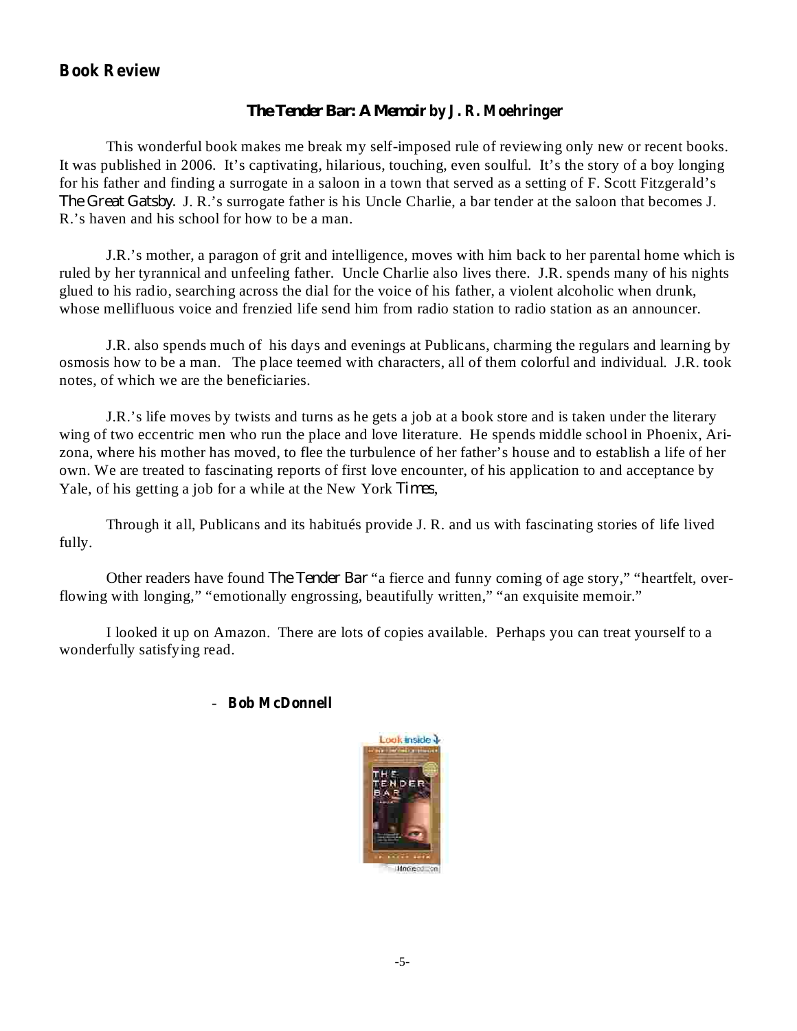## Book Review

### *The Tender Bar: A Memoir* by J. R. Moehringer

This wonderful book makes me break my self-imposed rule of reviewing only new or recent books. It was published in 2006. It's captivating, hilarious, touching, even soulful. It's the story of a boy longing for his father and finding a surrogate in a saloon in a town that served as a setting of F. Scott Fitzgerald's *The Great Gatsby*. J. R.'s surrogate father is his Uncle Charlie, a bar tender at the saloon that becomes J. R.'s haven and his school for how to be a man.

J.R.'s mother, a paragon of grit and intelligence, moves with him back to her parental home which is ruled by her tyrannical and unfeeling father. Uncle Charlie also lives there. J.R. spends many of his nights glued to his radio, searching across the dial for the voice of his father, a violent alcoholic when drunk, whose mellifluous voice and frenzied life send him from radio station to radio station as an announcer.

J.R. also spends much of his days and evenings at Publicans, charming the regulars and learning by osmosis how to be a man. The place teemed with characters, all of them colorful and individual. J.R. took notes, of which we are the beneficiaries.

J.R.'s life moves by twists and turns as he gets a job at a book store and is taken under the literary wing of two eccentric men who run the place and love literature. He spends middle school in Phoenix, Arizona, where his mother has moved, to flee the turbulence of her father's house and to establish a life of her own. We are treated to fascinating reports of first love encounter, of his application to and acceptance by Yale, of his getting a job for a while at the New York *Times*,

Through it all, Publicans and its habitués provide J. R. and us with fascinating stories of life lived fully.

Other readers have found *The Tender Bar* "a fierce and funny coming of age story," "heartfelt, overflowing with longing," "emotionally engrossing, beautifully written," "an exquisite memoir."

I looked it up on Amazon. There are lots of copies available. Perhaps you can treat yourself to a wonderfully satisfying read.

- **Bob McDonnell**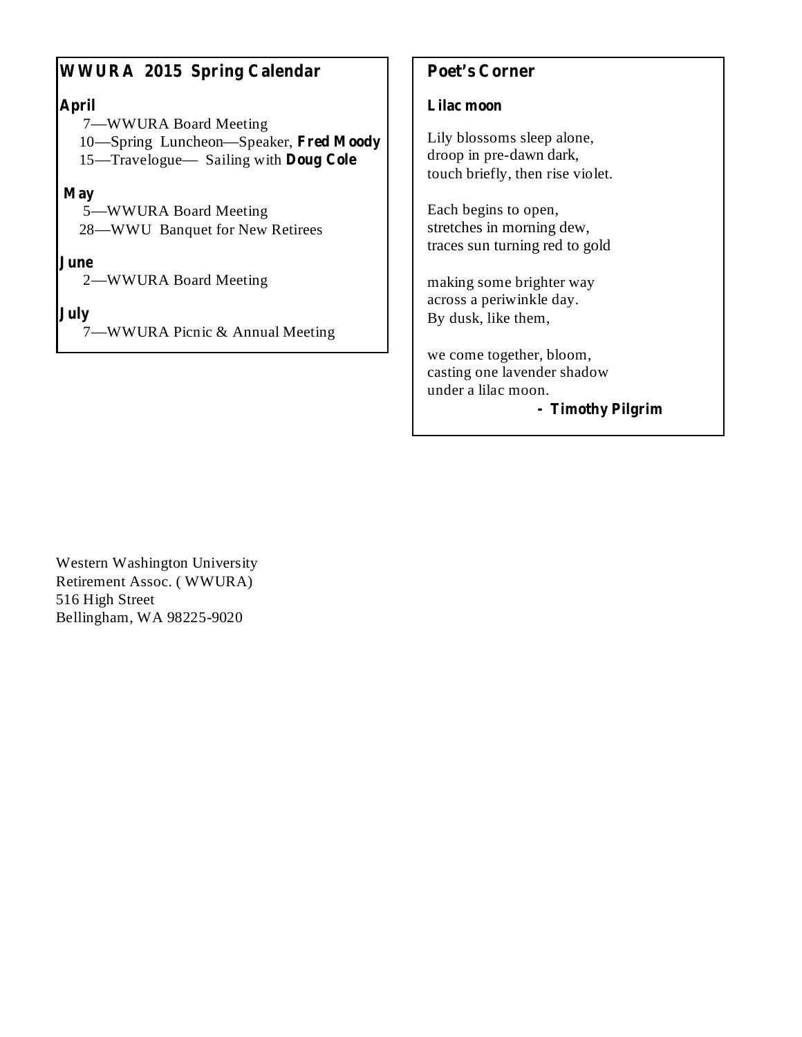## WWURA 2015 Spring Calendar

**April**

7—WWURA Board Meeting
10—Spring Luncheon—Speaker, **Fred Moody**
15—Travelogue— Sailing with **Doug Cole**

**May**

5—WWURA Board Meeting
28—WWU Banquet for New Retirees

**June**

2—WWURA Board Meeting

**July**

7—WWURA Picnic & Annual Meeting

## Poet's Corner

**Lilac moon**

Lily blossoms sleep alone,
droop in pre-dawn dark,
touch briefly, then rise violet.

Each begins to open,
stretches in morning dew,
traces sun turning red to gold

making some brighter way
across a periwinkle day.
By dusk, like them,

we come together, bloom,
casting one lavender shadow
under a lilac moon.

**- Timothy Pilgrim**

Western Washington University
Retirement Assoc. ( WWURA)
516 High Street
Bellingham, WA 98225-9020